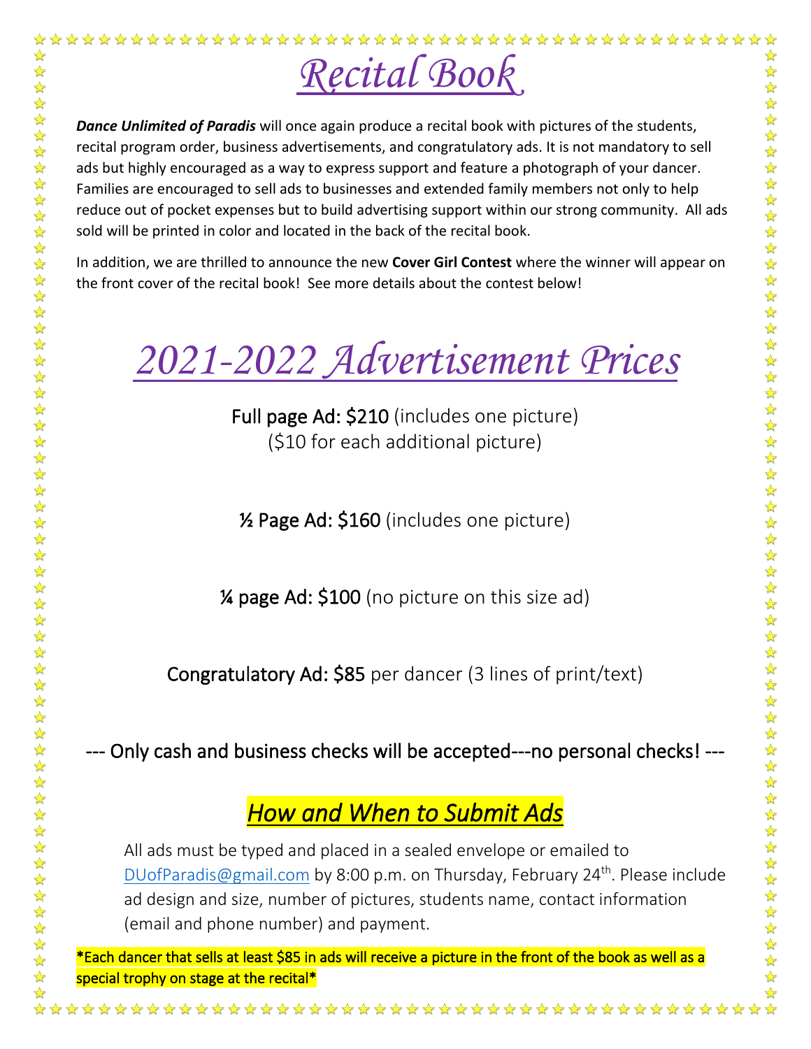# *Recital Book*

***Dance Unlimited of Paradis*** will once again produce a recital book with pictures of the students, recital program order, business advertisements, and congratulatory ads. It is not mandatory to sell ads but highly encouraged as a way to express support and feature a photograph of your dancer. Families are encouraged to sell ads to businesses and extended family members not only to help reduce out of pocket expenses but to build advertising support within our strong community. All ads sold will be printed in color and located in the back of the recital book.

In addition, we are thrilled to announce the new **Cover Girl Contest** where the winner will appear on the front cover of the recital book! See more details about the contest below!

# *2021-2022 Advertisement Prices*

Full page Ad: $210 (includes one picture)
($10 for each additional picture)

½ Page Ad: $160 (includes one picture)

¼ page Ad: $100 (no picture on this size ad)

Congratulatory Ad: $85 per dancer (3 lines of print/text)

--- Only cash and business checks will be accepted---no personal checks! ---

## *How and When to Submit Ads*

All ads must be typed and placed in a sealed envelope or emailed to DUofParadis@gmail.com by 8:00 p.m. on Thursday, February 24th. Please include ad design and size, number of pictures, students name, contact information (email and phone number) and payment.

*Each dancer that sells at least $85 in ads will receive a picture in the front of the book as well as a special trophy on stage at the recital*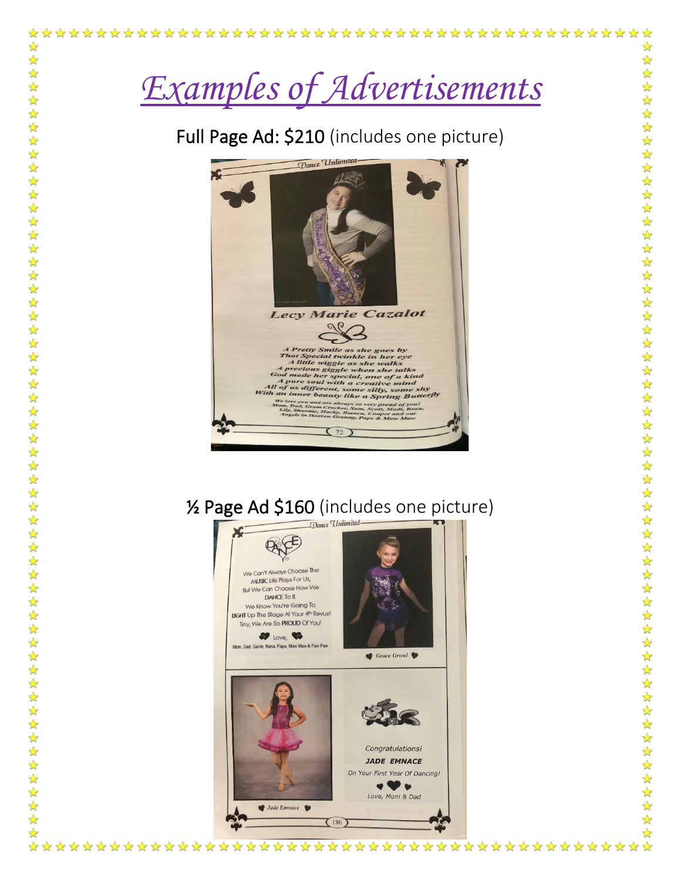# *Examples of Advertisements*

Full Page Ad: $210 (includes one picture)

½ Page Ad $160 (includes one picture)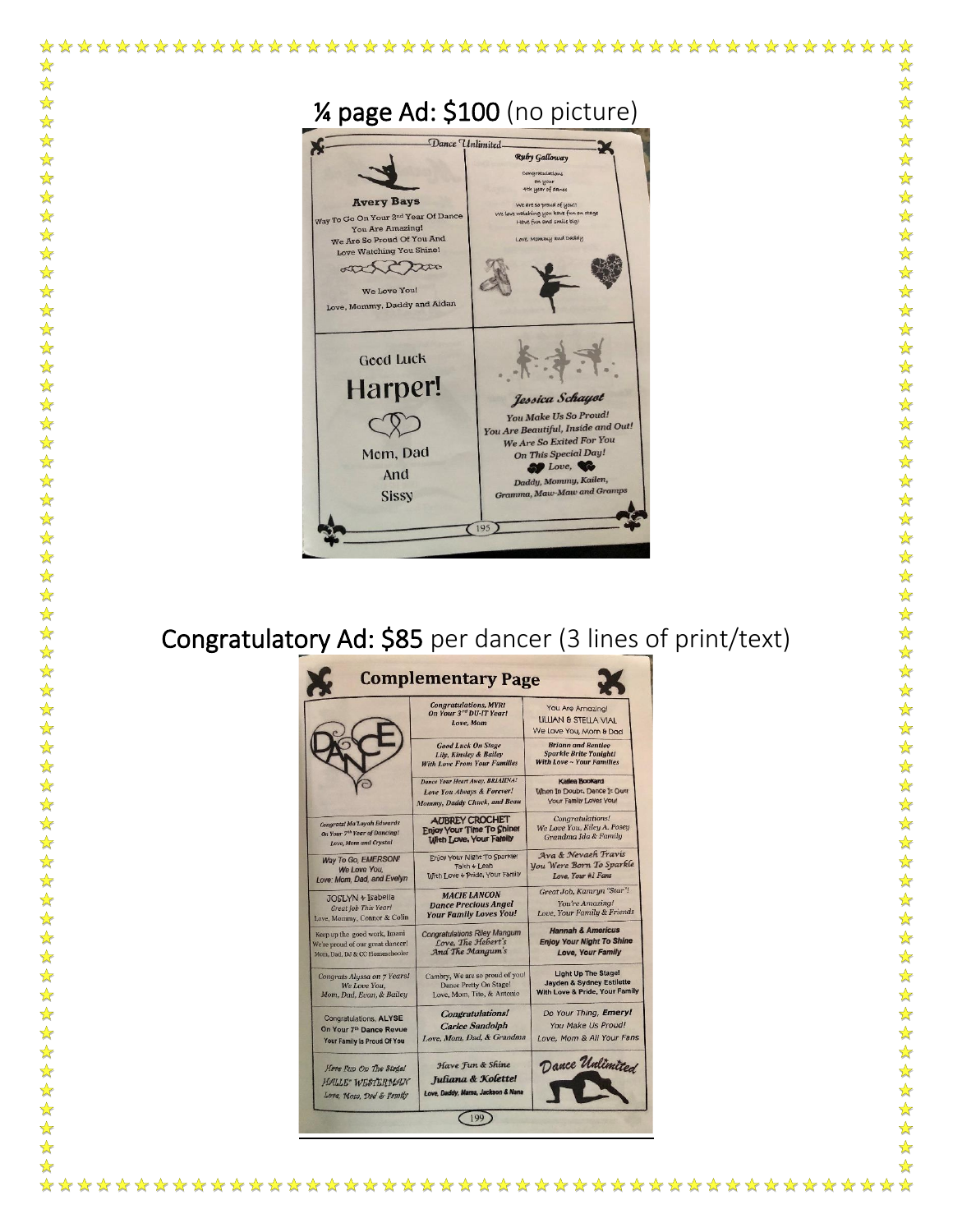## ¼ page Ad: $100 (no picture)

## Congratulatory Ad: $85 per dancer (3 lines of print/text)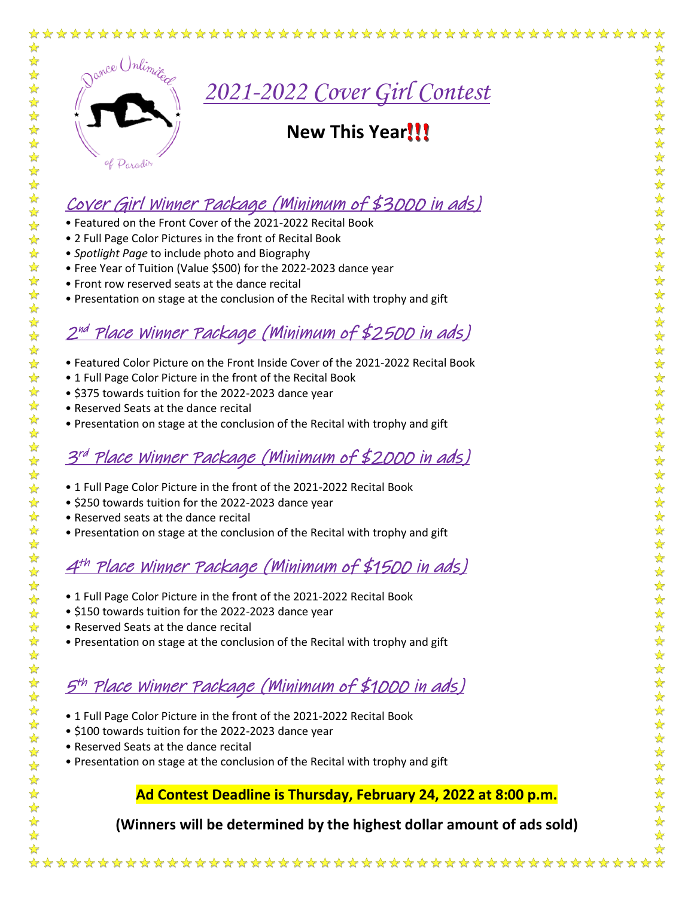# *2021-2022 Cover Girl Contest*

## New This Year!!!

### Cover Girl Winner Package (Minimum of $3000 in ads)

- Featured on the Front Cover of the 2021-2022 Recital Book
- 2 Full Page Color Pictures in the front of Recital Book
- *Spotlight Page* to include photo and Biography
- Free Year of Tuition (Value $500) for the 2022-2023 dance year
- Front row reserved seats at the dance recital
- Presentation on stage at the conclusion of the Recital with trophy and gift

### 2nd Place Winner Package (Minimum of $2500 in ads)

- Featured Color Picture on the Front Inside Cover of the 2021-2022 Recital Book
- 1 Full Page Color Picture in the front of the Recital Book
- $375 towards tuition for the 2022-2023 dance year
- Reserved Seats at the dance recital
- Presentation on stage at the conclusion of the Recital with trophy and gift

### 3rd Place Winner Package (Minimum of $2000 in ads)

- 1 Full Page Color Picture in the front of the 2021-2022 Recital Book
- $250 towards tuition for the 2022-2023 dance year
- Reserved seats at the dance recital
- Presentation on stage at the conclusion of the Recital with trophy and gift

### 4th Place Winner Package (Minimum of $1500 in ads)

- 1 Full Page Color Picture in the front of the 2021-2022 Recital Book
- $150 towards tuition for the 2022-2023 dance year
- Reserved Seats at the dance recital
- Presentation on stage at the conclusion of the Recital with trophy and gift

### 5th Place Winner Package (Minimum of $1000 in ads)

- 1 Full Page Color Picture in the front of the 2021-2022 Recital Book
- $100 towards tuition for the 2022-2023 dance year
- Reserved Seats at the dance recital
- Presentation on stage at the conclusion of the Recital with trophy and gift

**Ad Contest Deadline is Thursday, February 24, 2022 at 8:00 p.m.**

**(Winners will be determined by the highest dollar amount of ads sold)**